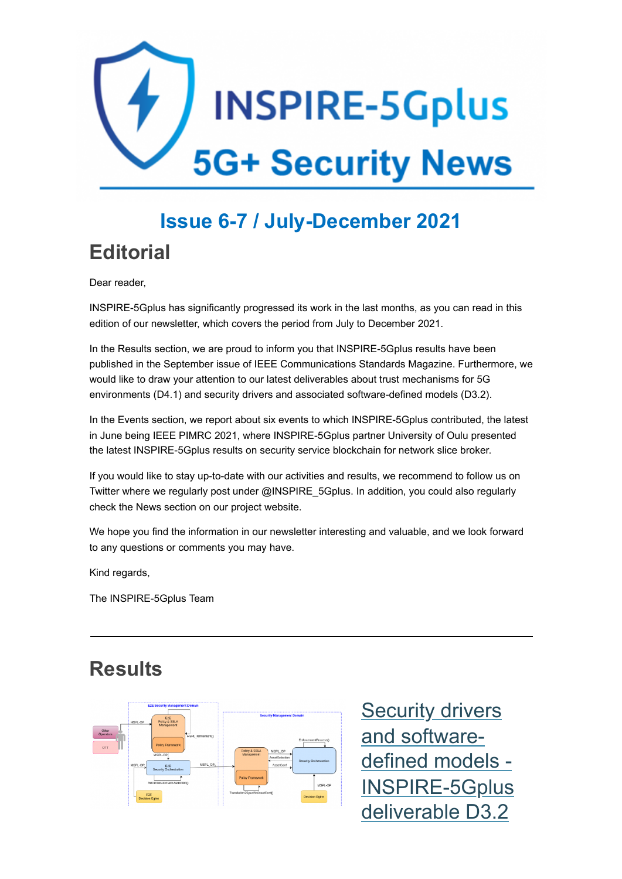# INSPIRE-5Gplus

## 5G+ Security News

## Issue 6-7 / July-December 2021

# Editorial

Dear reader,

INSPIRE-5Gplus has significantly progressed its work in the last months, as you can read in this edition of our newsletter, which covers the period from July to December 2021.

In the Results section, we are proud to inform you that INSPIRE-5Gplus results have been published in the September issue of IEEE Communications Standards Magazine. Furthermore, we would like to draw your attention to our latest deliverables about trust mechanisms for 5G environments (D4.1) and security drivers and associated software-defined models (D3.2).

In the Events section, we report about six events to which INSPIRE-5Gplus contributed, the latest in June being IEEE PIMRC 2021, where INSPIRE-5Gplus partner University of Oulu presented the latest INSPIRE-5Gplus results on security service blockchain for network slice broker.

If you would like to stay up-to-date with our activities and results, we recommend to follow us on Twitter where we regularly post under @INSPIRE_5Gplus. In addition, you could also regularly check the News section on our project website.

We hope you find the information in our newsletter interesting and valuable, and we look forward to any questions or comments you may have.

Kind regards,

The INSPIRE-5Gplus Team

---

# Results

## Security drivers and software-defined models - INSPIRE-5Gplus deliverable D3.2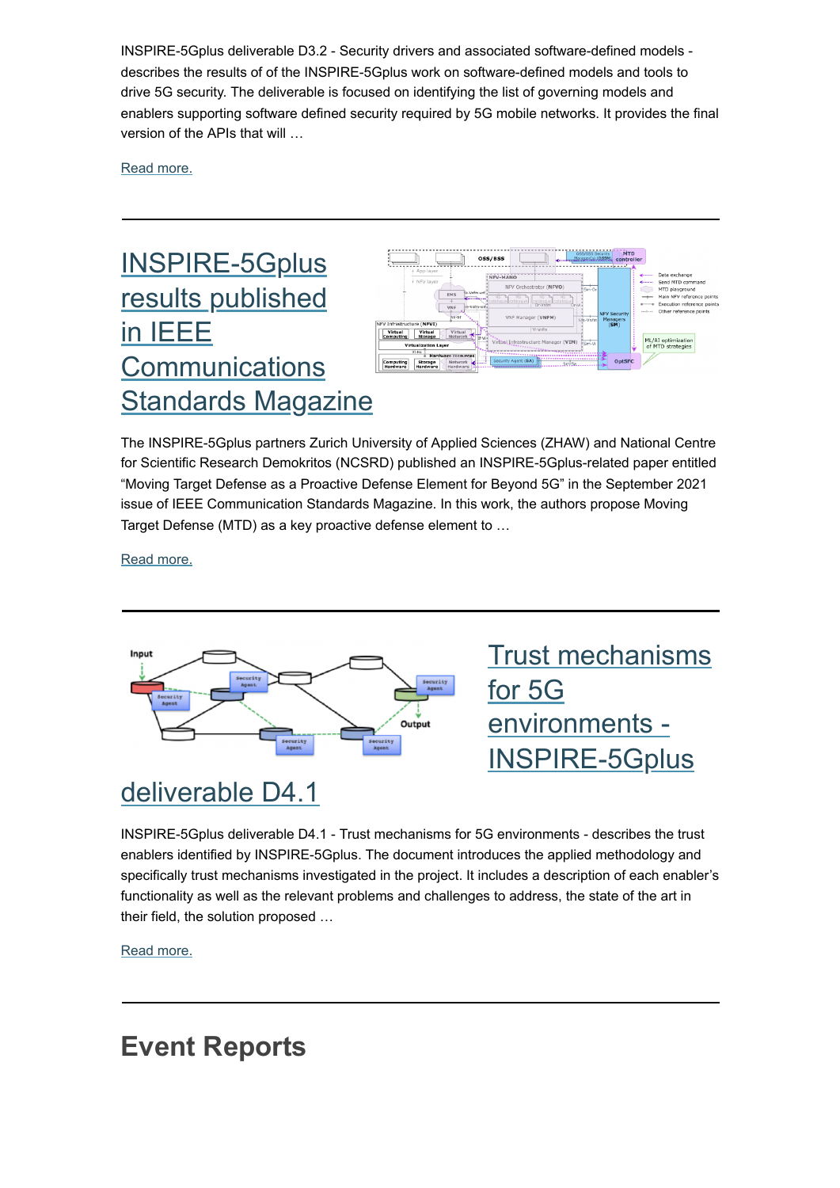INSPIRE-5Gplus deliverable D3.2 - Security drivers and associated software-defined models - describes the results of of the INSPIRE-5Gplus work on software-defined models and tools to drive 5G security. The deliverable is focused on identifying the list of governing models and enablers supporting software defined security required by 5G mobile networks. It provides the final version of the APIs that will …

Read more.

---

## INSPIRE-5Gplus results published in IEEE Communications Standards Magazine

The INSPIRE-5Gplus partners Zurich University of Applied Sciences (ZHAW) and National Centre for Scientific Research Demokritos (NCSRD) published an INSPIRE-5Gplus-related paper entitled “Moving Target Defense as a Proactive Defense Element for Beyond 5G” in the September 2021 issue of IEEE Communication Standards Magazine. In this work, the authors propose Moving Target Defense (MTD) as a key proactive defense element to …

Read more.

---

## Trust mechanisms for 5G environments - INSPIRE-5Gplus deliverable D4.1

INSPIRE-5Gplus deliverable D4.1 - Trust mechanisms for 5G environments - describes the trust enablers identified by INSPIRE-5Gplus. The document introduces the applied methodology and specifically trust mechanisms investigated in the project. It includes a description of each enabler's functionality as well as the relevant problems and challenges to address, the state of the art in their field, the solution proposed …

Read more.

---

# Event Reports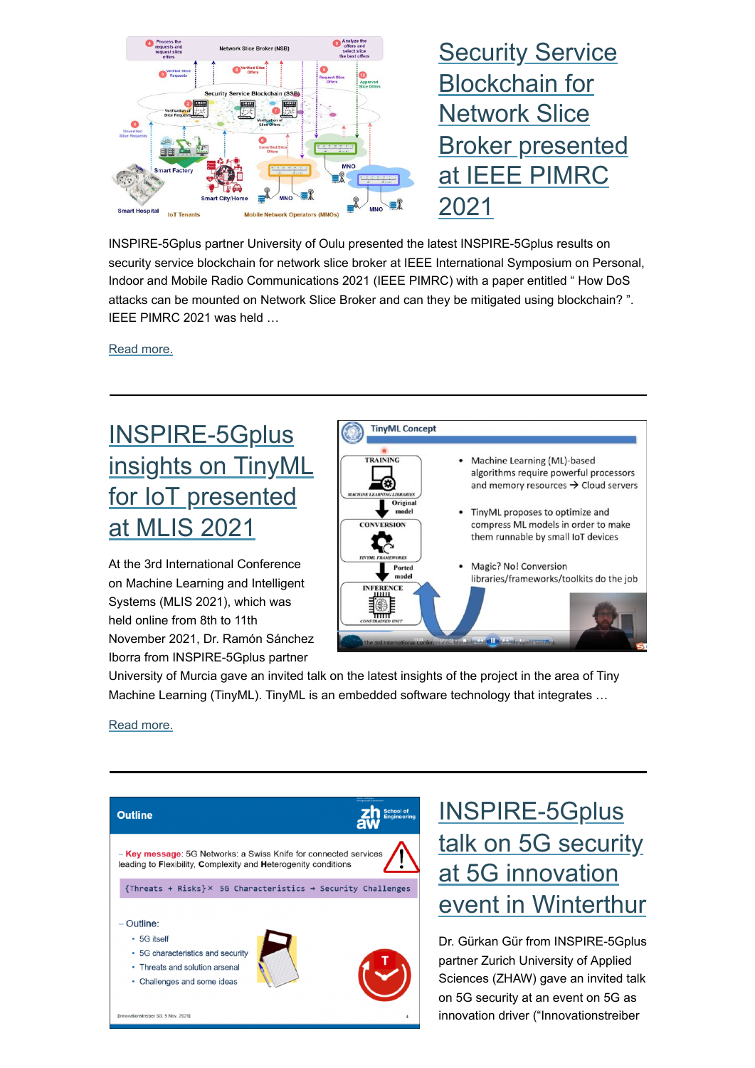## [Security Service Blockchain for Network Slice Broker presented at IEEE PIMRC 2021]

INSPIRE-5Gplus partner University of Oulu presented the latest INSPIRE-5Gplus results on security service blockchain for network slice broker at IEEE International Symposium on Personal, Indoor and Mobile Radio Communications 2021 (IEEE PIMRC) with a paper entitled “ How DoS attacks can be mounted on Network Slice Broker and can they be mitigated using blockchain? ”. IEEE PIMRC 2021 was held …

Read more.

---

## INSPIRE-5Gplus insights on TinyML for IoT presented at MLIS 2021

At the 3rd International Conference on Machine Learning and Intelligent Systems (MLIS 2021), which was held online from 8th to 11th November 2021, Dr. Ramón Sánchez Iborra from INSPIRE-5Gplus partner University of Murcia gave an invited talk on the latest insights of the project in the area of Tiny Machine Learning (TinyML). TinyML is an embedded software technology that integrates …

Read more.

---

## INSPIRE-5Gplus talk on 5G security at 5G innovation event in Winterthur

Dr. Gürkan Gür from INSPIRE-5Gplus partner Zurich University of Applied Sciences (ZHAW) gave an invited talk on 5G security at an event on 5G as innovation driver (“Innovationstreiber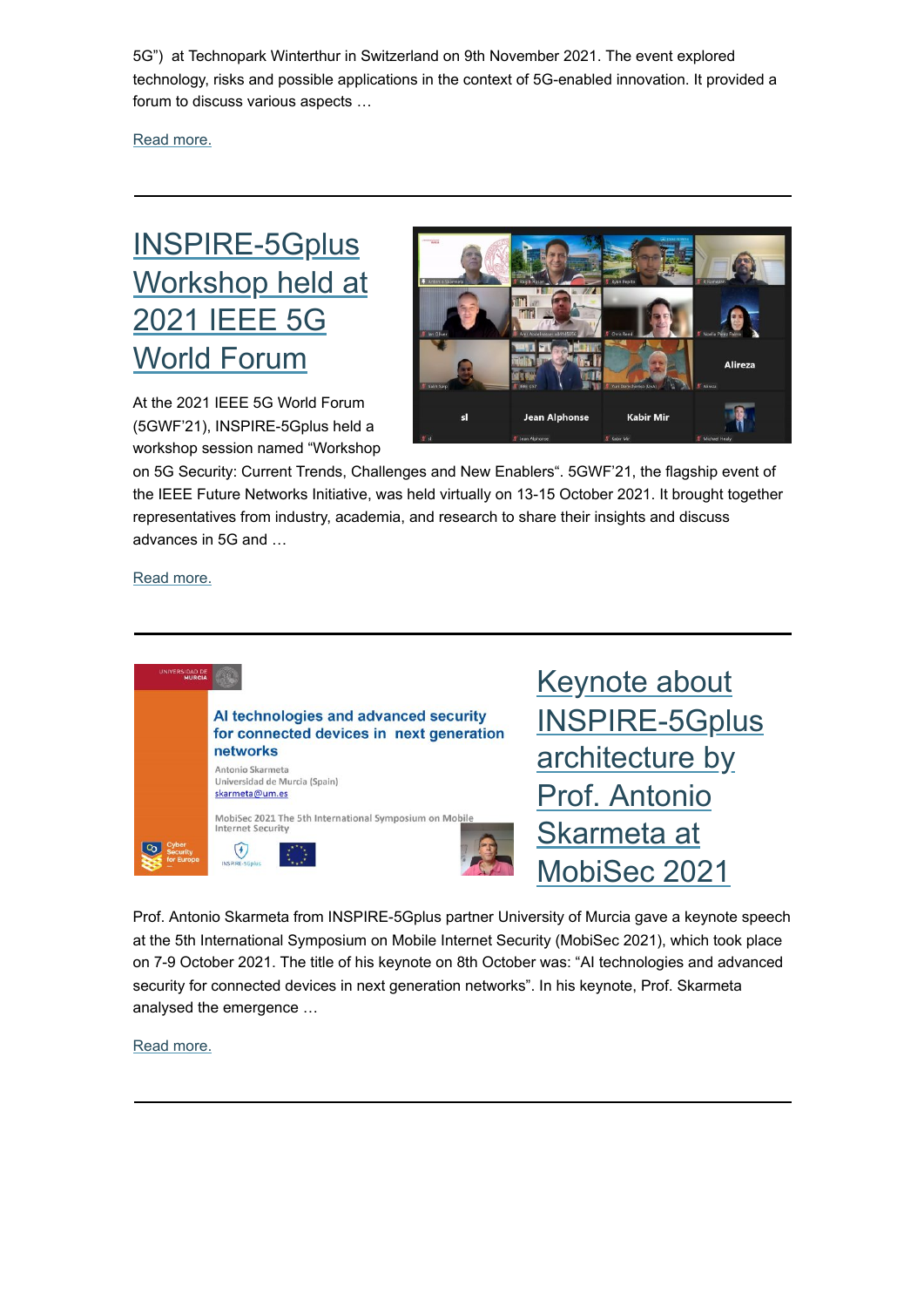5G")  at Technopark Winterthur in Switzerland on 9th November 2021. The event explored technology, risks and possible applications in the context of 5G-enabled innovation. It provided a forum to discuss various aspects …

Read more.

---

## INSPIRE-5Gplus Workshop held at 2021 IEEE 5G World Forum

At the 2021 IEEE 5G World Forum (5GWF'21), INSPIRE-5Gplus held a workshop session named "Workshop on 5G Security: Current Trends, Challenges and New Enablers". 5GWF'21, the flagship event of the IEEE Future Networks Initiative, was held virtually on 13-15 October 2021. It brought together representatives from industry, academia, and research to share their insights and discuss advances in 5G and …

Read more.

---

## Keynote about INSPIRE-5Gplus architecture by Prof. Antonio Skarmeta at MobiSec 2021

Prof. Antonio Skarmeta from INSPIRE-5Gplus partner University of Murcia gave a keynote speech at the 5th International Symposium on Mobile Internet Security (MobiSec 2021), which took place on 7-9 October 2021. The title of his keynote on 8th October was: "AI technologies and advanced security for connected devices in next generation networks". In his keynote, Prof. Skarmeta analysed the emergence …

Read more.

---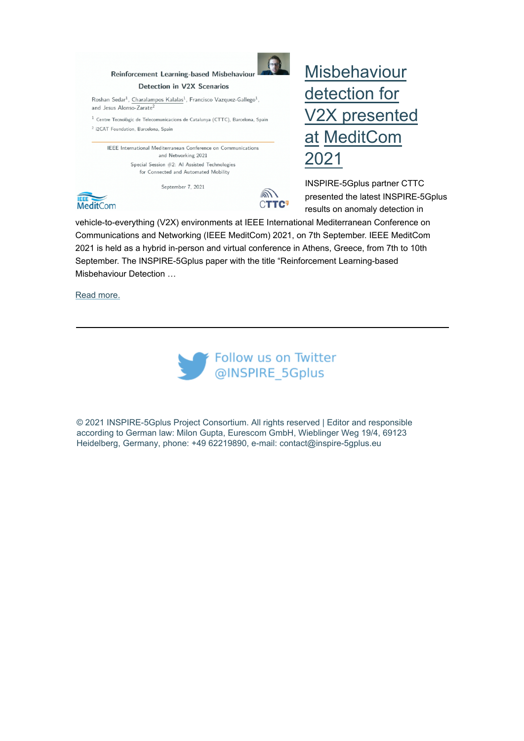## Misbehaviour detection for V2X presented at MeditCom 2021

INSPIRE-5Gplus partner CTTC presented the latest INSPIRE-5Gplus results on anomaly detection in vehicle-to-everything (V2X) environments at IEEE International Mediterranean Conference on Communications and Networking (IEEE MeditCom) 2021, on 7th September. IEEE MeditCom 2021 is held as a hybrid in-person and virtual conference in Athens, Greece, from 7th to 10th September. The INSPIRE-5Gplus paper with the title "Reinforcement Learning-based Misbehaviour Detection …

Read more.

---

Follow us on Twitter @INSPIRE_5Gplus

© 2021 INSPIRE-5Gplus Project Consortium. All rights reserved | Editor and responsible according to German law: Milon Gupta, Eurescom GmbH, Wieblinger Weg 19/4, 69123 Heidelberg, Germany, phone: +49 62219890, e-mail: contact@inspire-5gplus.eu